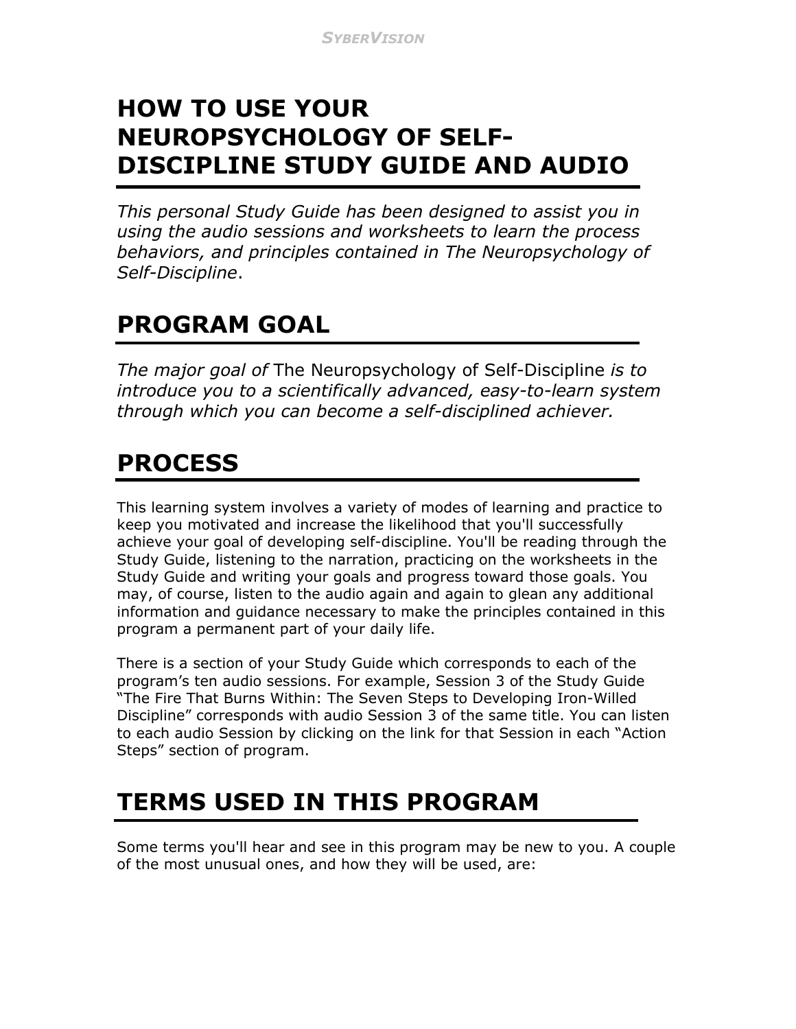# HOW TO USE YOUR NEUROPSYCHOLOGY OF SELF-DISCIPLINE STUDY GUIDE AND AUDIO

*This personal Study Guide has been designed to assist you in using the audio sessions and worksheets to learn the process behaviors, and principles contained in The Neuropsychology of Self-Discipline*.

## PROGRAM GOAL

*The major goal of* The Neuropsychology of Self-Discipline *is to introduce you to a scientifically advanced, easy-to-learn system through which you can become a self-disciplined achiever.*

## PROCESS

This learning system involves a variety of modes of learning and practice to keep you motivated and increase the likelihood that you'll successfully achieve your goal of developing self-discipline. You'll be reading through the Study Guide, listening to the narration, practicing on the worksheets in the Study Guide and writing your goals and progress toward those goals. You may, of course, listen to the audio again and again to glean any additional information and guidance necessary to make the principles contained in this program a permanent part of your daily life.

There is a section of your Study Guide which corresponds to each of the program's ten audio sessions. For example, Session 3 of the Study Guide "The Fire That Burns Within: The Seven Steps to Developing Iron-Willed Discipline" corresponds with audio Session 3 of the same title. You can listen to each audio Session by clicking on the link for that Session in each "Action Steps" section of program.

## TERMS USED IN THIS PROGRAM

Some terms you'll hear and see in this program may be new to you. A couple of the most unusual ones, and how they will be used, are: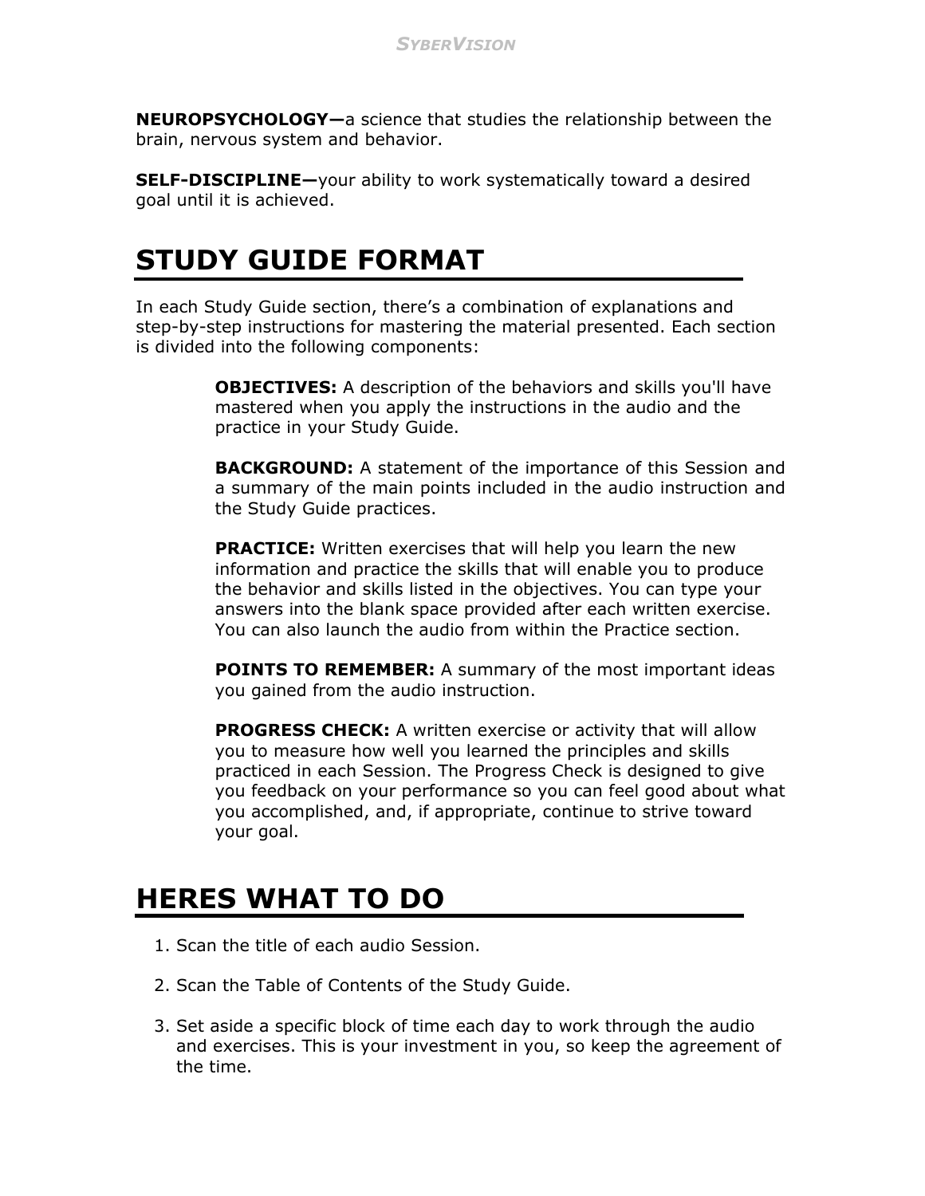**NEUROPSYCHOLOGY—**a science that studies the relationship between the brain, nervous system and behavior.

**SELF-DISCIPLINE—**your ability to work systematically toward a desired goal until it is achieved.

# STUDY GUIDE FORMAT

In each Study Guide section, there's a combination of explanations and step-by-step instructions for mastering the material presented. Each section is divided into the following components:

**OBJECTIVES:** A description of the behaviors and skills you'll have mastered when you apply the instructions in the audio and the practice in your Study Guide.

**BACKGROUND:** A statement of the importance of this Session and a summary of the main points included in the audio instruction and the Study Guide practices.

**PRACTICE:** Written exercises that will help you learn the new information and practice the skills that will enable you to produce the behavior and skills listed in the objectives. You can type your answers into the blank space provided after each written exercise. You can also launch the audio from within the Practice section.

**POINTS TO REMEMBER:** A summary of the most important ideas you gained from the audio instruction.

**PROGRESS CHECK:** A written exercise or activity that will allow you to measure how well you learned the principles and skills practiced in each Session. The Progress Check is designed to give you feedback on your performance so you can feel good about what you accomplished, and, if appropriate, continue to strive toward your goal.

# HERES WHAT TO DO

1. Scan the title of each audio Session.

2. Scan the Table of Contents of the Study Guide.

3. Set aside a specific block of time each day to work through the audio and exercises. This is your investment in you, so keep the agreement of the time.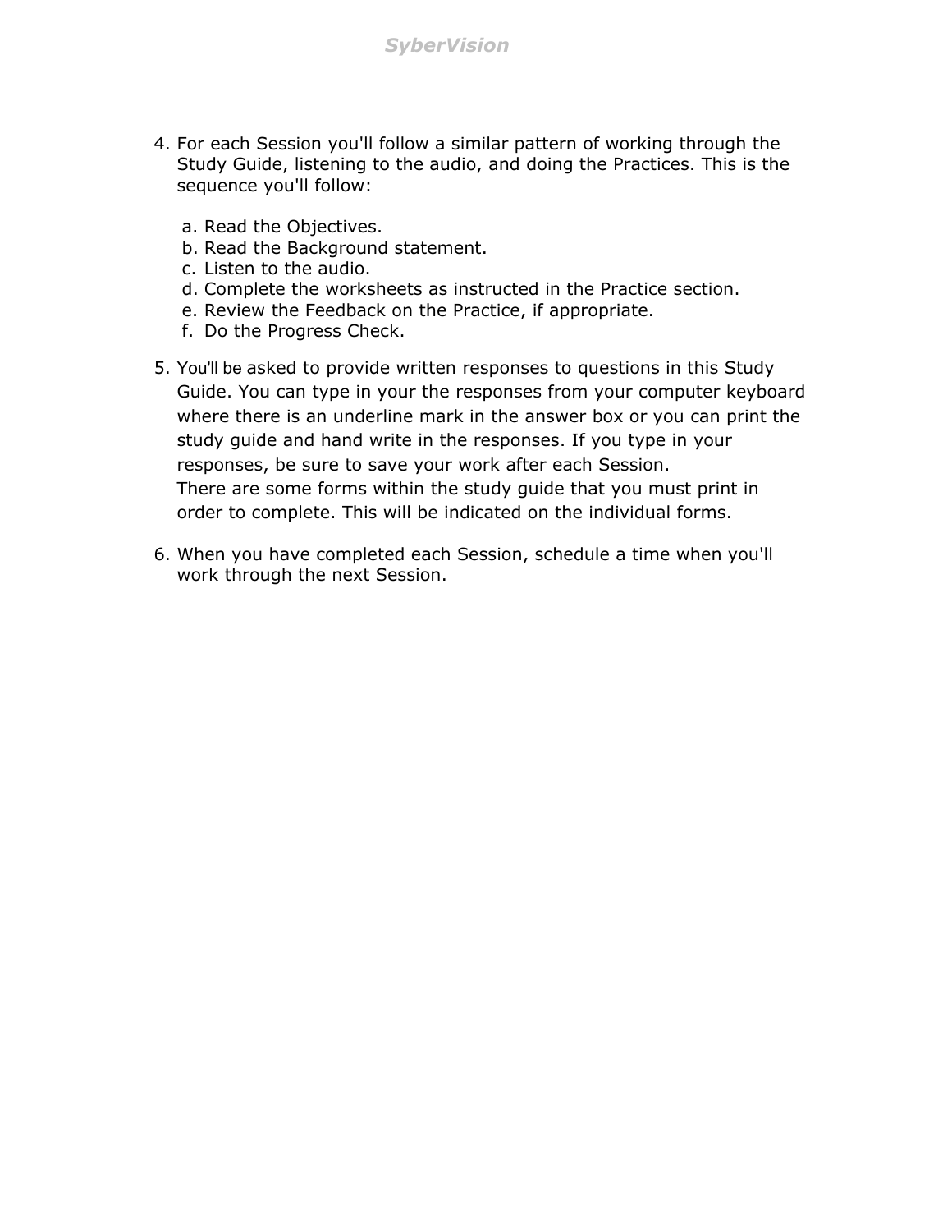4. For each Session you'll follow a similar pattern of working through the Study Guide, listening to the audio, and doing the Practices. This is the sequence you'll follow:

   a. Read the Objectives.
   b. Read the Background statement.
   c. Listen to the audio.
   d. Complete the worksheets as instructed in the Practice section.
   e. Review the Feedback on the Practice, if appropriate.
   f. Do the Progress Check.

5. You'll be asked to provide written responses to questions in this Study Guide. You can type in your the responses from your computer keyboard where there is an underline mark in the answer box or you can print the study guide and hand write in the responses. If you type in your responses, be sure to save your work after each Session.
   There are some forms within the study guide that you must print in order to complete. This will be indicated on the individual forms.

6. When you have completed each Session, schedule a time when you'll work through the next Session.